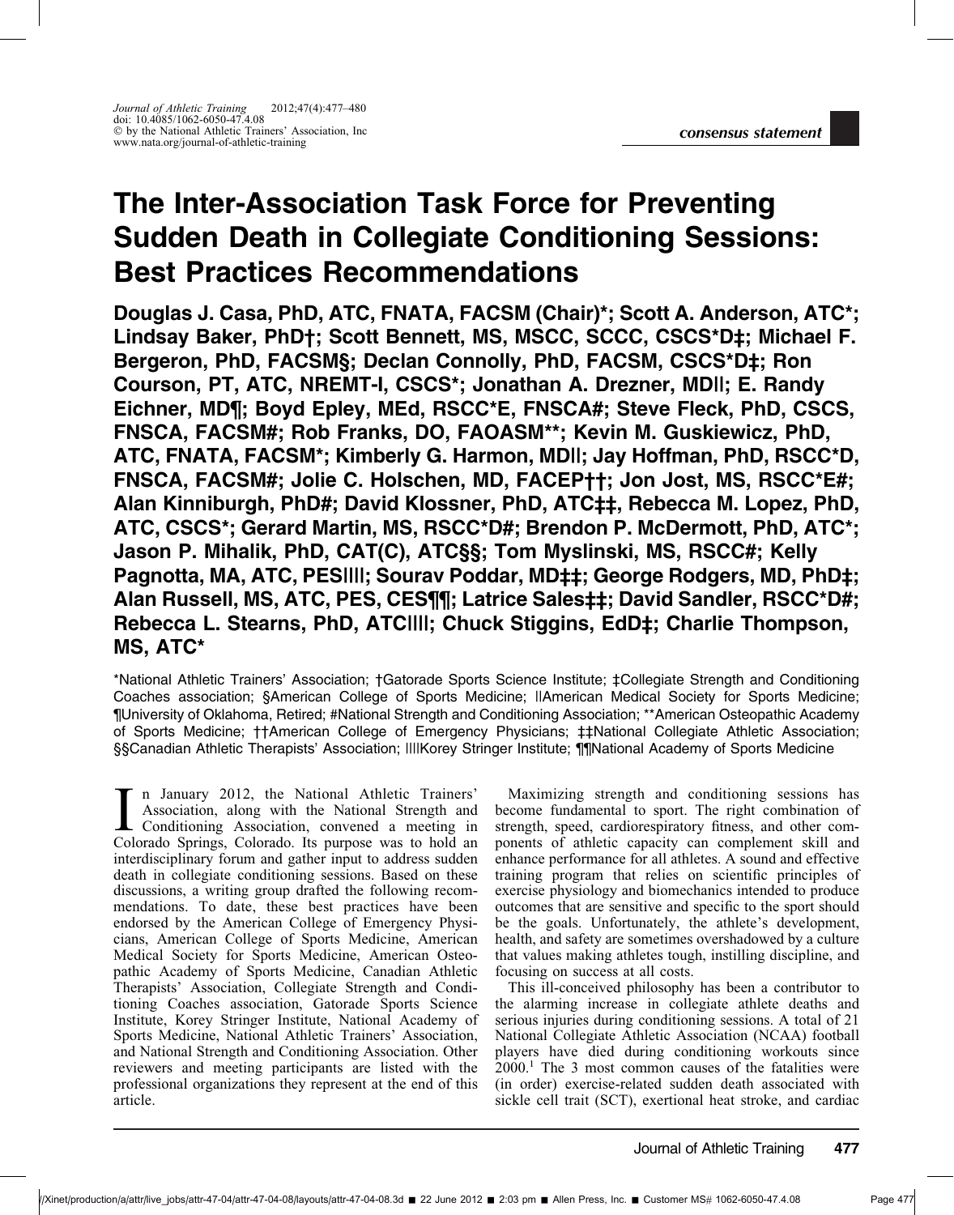consensus statement

# The Inter-Association Task Force for Preventing Sudden Death in Collegiate Conditioning Sessions: Best Practices Recommendations

**Douglas J. Casa, PhD, ATC, FNATA, FACSM (Chair)\*; Scott A. Anderson, ATC\*; Lindsay Baker, PhD†; Scott Bennett, MS, MSCC, SCCC, CSCS\*D‡; Michael F. Bergeron, PhD, FACSM§; Declan Connolly, PhD, FACSM, CSCS\*D‡; Ron Courson, PT, ATC, NREMT-I, CSCS\*; Jonathan A. Drezner, MD||; E. Randy Eichner, MD¶; Boyd Epley, MEd, RSCC\*E, FNSCA#; Steve Fleck, PhD, CSCS, FNSCA, FACSM#; Rob Franks, DO, FAOASM\*\*; Kevin M. Guskiewicz, PhD, ATC, FNATA, FACSM\*; Kimberly G. Harmon, MD||; Jay Hoffman, PhD, RSCC\*D, FNSCA, FACSM#; Jolie C. Holschen, MD, FACEP††; Jon Jost, MS, RSCC\*E#; Alan Kinniburgh, PhD#; David Klossner, PhD, ATC‡‡, Rebecca M. Lopez, PhD, ATC, CSCS\*; Gerard Martin, MS, RSCC\*D#; Brendon P. McDermott, PhD, ATC\*; Jason P. Mihalik, PhD, CAT(C), ATC§§; Tom Myslinski, MS, RSCC#; Kelly Pagnotta, MA, ATC, PES||||; Sourav Poddar, MD‡‡; George Rodgers, MD, PhD‡; Alan Russell, MS, ATC, PES, CES¶¶; Latrice Sales‡‡; David Sandler, RSCC\*D#; Rebecca L. Stearns, PhD, ATC||||; Chuck Stiggins, EdD‡; Charlie Thompson, MS, ATC\***

\*National Athletic Trainers' Association; †Gatorade Sports Science Institute; ‡Collegiate Strength and Conditioning Coaches association; §American College of Sports Medicine; ||American Medical Society for Sports Medicine; ¶University of Oklahoma, Retired; #National Strength and Conditioning Association; \*\*American Osteopathic Academy of Sports Medicine; ††American College of Emergency Physicians; ‡‡National Collegiate Athletic Association; §§Canadian Athletic Therapists' Association; ||||Korey Stringer Institute; ¶¶National Academy of Sports Medicine

In January 2012, the National Athletic Trainers' Association, along with the National Strength and Conditioning Association, convened a meeting in Colorado Springs, Colorado. Its purpose was to hold an interdisciplinary forum and gather input to address sudden death in collegiate conditioning sessions. Based on these discussions, a writing group drafted the following recommendations. To date, these best practices have been endorsed by the American College of Emergency Physicians, American College of Sports Medicine, American Medical Society for Sports Medicine, American Osteopathic Academy of Sports Medicine, Canadian Athletic Therapists' Association, Collegiate Strength and Conditioning Coaches association, Gatorade Sports Science Institute, Korey Stringer Institute, National Academy of Sports Medicine, National Athletic Trainers' Association, and National Strength and Conditioning Association. Other reviewers and meeting participants are listed with the professional organizations they represent at the end of this article.

Maximizing strength and conditioning sessions has become fundamental to sport. The right combination of strength, speed, cardiorespiratory fitness, and other components of athletic capacity can complement skill and enhance performance for all athletes. A sound and effective training program that relies on scientific principles of exercise physiology and biomechanics intended to produce outcomes that are sensitive and specific to the sport should be the goals. Unfortunately, the athlete's development, health, and safety are sometimes overshadowed by a culture that values making athletes tough, instilling discipline, and focusing on success at all costs.

This ill-conceived philosophy has been a contributor to the alarming increase in collegiate athlete deaths and serious injuries during conditioning sessions. A total of 21 National Collegiate Athletic Association (NCAA) football players have died during conditioning workouts since 2000.[1] The 3 most common causes of the fatalities were (in order) exercise-related sudden death associated with sickle cell trait (SCT), exertional heat stroke, and cardiac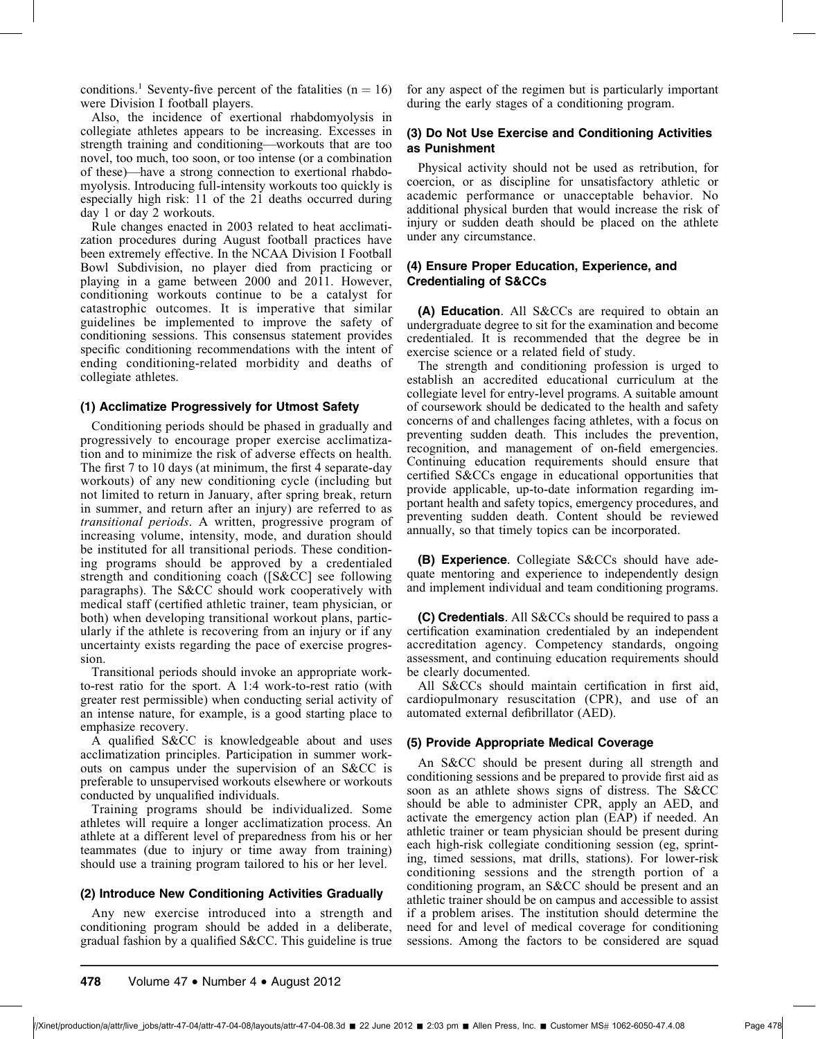conditions.[1] Seventy-five percent of the fatalities (n = 16) were Division I football players.

Also, the incidence of exertional rhabdomyolysis in collegiate athletes appears to be increasing. Excesses in strength training and conditioning—workouts that are too novel, too much, too soon, or too intense (or a combination of these)—have a strong connection to exertional rhabdomyolysis. Introducing full-intensity workouts too quickly is especially high risk: 11 of the 21 deaths occurred during day 1 or day 2 workouts.

Rule changes enacted in 2003 related to heat acclimatization procedures during August football practices have been extremely effective. In the NCAA Division I Football Bowl Subdivision, no player died from practicing or playing in a game between 2000 and 2011. However, conditioning workouts continue to be a catalyst for catastrophic outcomes. It is imperative that similar guidelines be implemented to improve the safety of conditioning sessions. This consensus statement provides specific conditioning recommendations with the intent of ending conditioning-related morbidity and deaths of collegiate athletes.

### (1) Acclimatize Progressively for Utmost Safety

Conditioning periods should be phased in gradually and progressively to encourage proper exercise acclimatization and to minimize the risk of adverse effects on health. The first 7 to 10 days (at minimum, the first 4 separate-day workouts) of any new conditioning cycle (including but not limited to return in January, after spring break, return in summer, and return after an injury) are referred to as *transitional periods*. A written, progressive program of increasing volume, intensity, mode, and duration should be instituted for all transitional periods. These conditioning programs should be approved by a credentialed strength and conditioning coach ([S&CC] see following paragraphs). The S&CC should work cooperatively with medical staff (certified athletic trainer, team physician, or both) when developing transitional workout plans, particularly if the athlete is recovering from an injury or if any uncertainty exists regarding the pace of exercise progression.

Transitional periods should invoke an appropriate work-to-rest ratio for the sport. A 1:4 work-to-rest ratio (with greater rest permissible) when conducting serial activity of an intense nature, for example, is a good starting place to emphasize recovery.

A qualified S&CC is knowledgeable about and uses acclimatization principles. Participation in summer workouts on campus under the supervision of an S&CC is preferable to unsupervised workouts elsewhere or workouts conducted by unqualified individuals.

Training programs should be individualized. Some athletes will require a longer acclimatization process. An athlete at a different level of preparedness from his or her teammates (due to injury or time away from training) should use a training program tailored to his or her level.

### (2) Introduce New Conditioning Activities Gradually

Any new exercise introduced into a strength and conditioning program should be added in a deliberate, gradual fashion by a qualified S&CC. This guideline is true for any aspect of the regimen but is particularly important during the early stages of a conditioning program.

### (3) Do Not Use Exercise and Conditioning Activities as Punishment

Physical activity should not be used as retribution, for coercion, or as discipline for unsatisfactory athletic or academic performance or unacceptable behavior. No additional physical burden that would increase the risk of injury or sudden death should be placed on the athlete under any circumstance.

### (4) Ensure Proper Education, Experience, and Credentialing of S&CCs

**(A) Education**. All S&CCs are required to obtain an undergraduate degree to sit for the examination and become credentialed. It is recommended that the degree be in exercise science or a related field of study.

The strength and conditioning profession is urged to establish an accredited educational curriculum at the collegiate level for entry-level programs. A suitable amount of coursework should be dedicated to the health and safety concerns of and challenges facing athletes, with a focus on preventing sudden death. This includes the prevention, recognition, and management of on-field emergencies. Continuing education requirements should ensure that certified S&CCs engage in educational opportunities that provide applicable, up-to-date information regarding important health and safety topics, emergency procedures, and preventing sudden death. Content should be reviewed annually, so that timely topics can be incorporated.

**(B) Experience**. Collegiate S&CCs should have adequate mentoring and experience to independently design and implement individual and team conditioning programs.

**(C) Credentials**. All S&CCs should be required to pass a certification examination credentialed by an independent accreditation agency. Competency standards, ongoing assessment, and continuing education requirements should be clearly documented.

All S&CCs should maintain certification in first aid, cardiopulmonary resuscitation (CPR), and use of an automated external defibrillator (AED).

### (5) Provide Appropriate Medical Coverage

An S&CC should be present during all strength and conditioning sessions and be prepared to provide first aid as soon as an athlete shows signs of distress. The S&CC should be able to administer CPR, apply an AED, and activate the emergency action plan (EAP) if needed. An athletic trainer or team physician should be present during each high-risk collegiate conditioning session (eg, sprinting, timed sessions, mat drills, stations). For lower-risk conditioning sessions and the strength portion of a conditioning program, an S&CC should be present and an athletic trainer should be on campus and accessible to assist if a problem arises. The institution should determine the need for and level of medical coverage for conditioning sessions. Among the factors to be considered are squad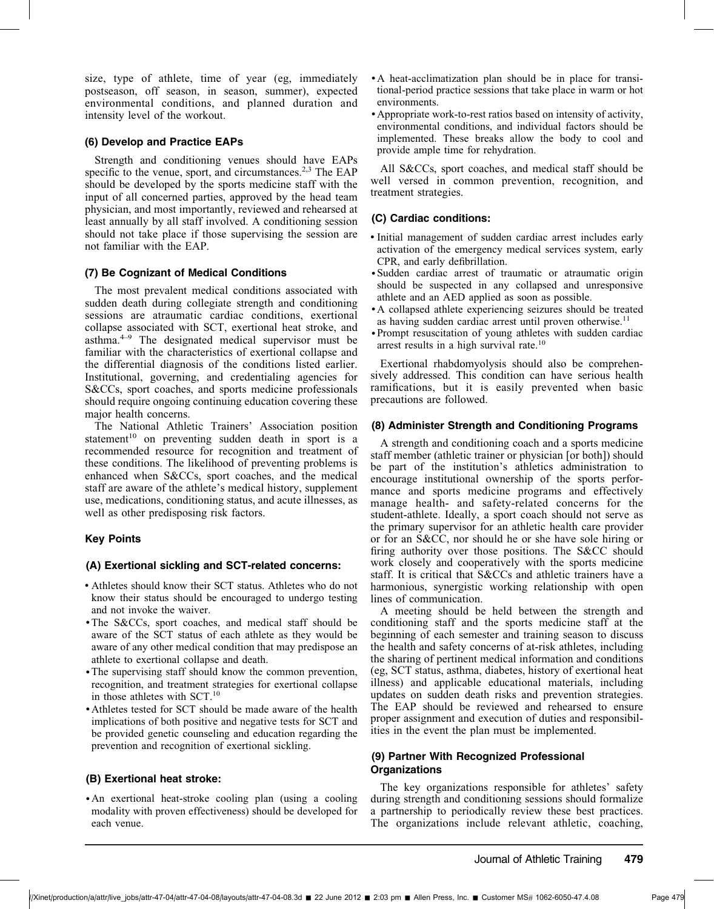size, type of athlete, time of year (eg, immediately postseason, off season, in season, summer), expected environmental conditions, and planned duration and intensity level of the workout.

### (6) Develop and Practice EAPs

Strength and conditioning venues should have EAPs specific to the venue, sport, and circumstances.[2,3] The EAP should be developed by the sports medicine staff with the input of all concerned parties, approved by the head team physician, and most importantly, reviewed and rehearsed at least annually by all staff involved. A conditioning session should not take place if those supervising the session are not familiar with the EAP.

### (7) Be Cognizant of Medical Conditions

The most prevalent medical conditions associated with sudden death during collegiate strength and conditioning sessions are atraumatic cardiac conditions, exertional collapse associated with SCT, exertional heat stroke, and asthma.[4–9] The designated medical supervisor must be familiar with the characteristics of exertional collapse and the differential diagnosis of the conditions listed earlier. Institutional, governing, and credentialing agencies for S&CCs, sport coaches, and sports medicine professionals should require ongoing continuing education covering these major health concerns.

The National Athletic Trainers' Association position statement[10] on preventing sudden death in sport is a recommended resource for recognition and treatment of these conditions. The likelihood of preventing problems is enhanced when S&CCs, sport coaches, and the medical staff are aware of the athlete's medical history, supplement use, medications, conditioning status, and acute illnesses, as well as other predisposing risk factors.

### Key Points

#### (A) Exertional sickling and SCT-related concerns:

- Athletes should know their SCT status. Athletes who do not know their status should be encouraged to undergo testing and not invoke the waiver.
- The S&CCs, sport coaches, and medical staff should be aware of the SCT status of each athlete as they would be aware of any other medical condition that may predispose an athlete to exertional collapse and death.
- The supervising staff should know the common prevention, recognition, and treatment strategies for exertional collapse in those athletes with SCT.[10]
- Athletes tested for SCT should be made aware of the health implications of both positive and negative tests for SCT and be provided genetic counseling and education regarding the prevention and recognition of exertional sickling.

#### (B) Exertional heat stroke:

- An exertional heat-stroke cooling plan (using a cooling modality with proven effectiveness) should be developed for each venue.
- A heat-acclimatization plan should be in place for transitional-period practice sessions that take place in warm or hot environments.
- Appropriate work-to-rest ratios based on intensity of activity, environmental conditions, and individual factors should be implemented. These breaks allow the body to cool and provide ample time for rehydration.

All S&CCs, sport coaches, and medical staff should be well versed in common prevention, recognition, and treatment strategies.

#### (C) Cardiac conditions:

- Initial management of sudden cardiac arrest includes early activation of the emergency medical services system, early CPR, and early defibrillation.
- Sudden cardiac arrest of traumatic or atraumatic origin should be suspected in any collapsed and unresponsive athlete and an AED applied as soon as possible.
- A collapsed athlete experiencing seizures should be treated as having sudden cardiac arrest until proven otherwise.[11]
- Prompt resuscitation of young athletes with sudden cardiac arrest results in a high survival rate.[10]

Exertional rhabdomyolysis should also be comprehensively addressed. This condition can have serious health ramifications, but it is easily prevented when basic precautions are followed.

### (8) Administer Strength and Conditioning Programs

A strength and conditioning coach and a sports medicine staff member (athletic trainer or physician [or both]) should be part of the institution's athletics administration to encourage institutional ownership of the sports performance and sports medicine programs and effectively manage health- and safety-related concerns for the student-athlete. Ideally, a sport coach should not serve as the primary supervisor for an athletic health care provider or for an S&CC, nor should he or she have sole hiring or firing authority over those positions. The S&CC should work closely and cooperatively with the sports medicine staff. It is critical that S&CCs and athletic trainers have a harmonious, synergistic working relationship with open lines of communication.

A meeting should be held between the strength and conditioning staff and the sports medicine staff at the beginning of each semester and training season to discuss the health and safety concerns of at-risk athletes, including the sharing of pertinent medical information and conditions (eg, SCT status, asthma, diabetes, history of exertional heat illness) and applicable educational materials, including updates on sudden death risks and prevention strategies. The EAP should be reviewed and rehearsed to ensure proper assignment and execution of duties and responsibilities in the event the plan must be implemented.

### (9) Partner With Recognized Professional Organizations

The key organizations responsible for athletes' safety during strength and conditioning sessions should formalize a partnership to periodically review these best practices. The organizations include relevant athletic, coaching,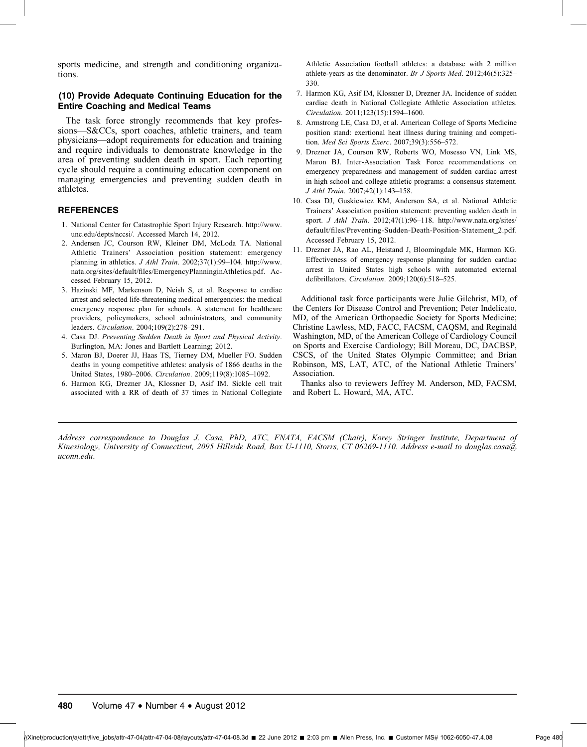sports medicine, and strength and conditioning organizations.

## (10) Provide Adequate Continuing Education for the Entire Coaching and Medical Teams

The task force strongly recommends that key professions—S&CCs, sport coaches, athletic trainers, and team physicians—adopt requirements for education and training and require individuals to demonstrate knowledge in the area of preventing sudden death in sport. Each reporting cycle should require a continuing education component on managing emergencies and preventing sudden death in athletes.

## REFERENCES

1. National Center for Catastrophic Sport Injury Research. http://www.unc.edu/depts/nccsi/. Accessed March 14, 2012.
2. Andersen JC, Courson RW, Kleiner DM, McLoda TA. National Athletic Trainers' Association position statement: emergency planning in athletics. *J Athl Train*. 2002;37(1):99–104. http://www.nata.org/sites/default/files/EmergencyPlanninginAthletics.pdf. Accessed February 15, 2012.
3. Hazinski MF, Markenson D, Neish S, et al. Response to cardiac arrest and selected life-threatening medical emergencies: the medical emergency response plan for schools. A statement for healthcare providers, policymakers, school administrators, and community leaders. *Circulation*. 2004;109(2):278–291.
4. Casa DJ. *Preventing Sudden Death in Sport and Physical Activity*. Burlington, MA: Jones and Bartlett Learning; 2012.
5. Maron BJ, Doerer JJ, Haas TS, Tierney DM, Mueller FO. Sudden deaths in young competitive athletes: analysis of 1866 deaths in the United States, 1980–2006. *Circulation*. 2009;119(8):1085–1092.
6. Harmon KG, Drezner JA, Klossner D, Asif IM. Sickle cell trait associated with a RR of death of 37 times in National Collegiate Athletic Association football athletes: a database with 2 million athlete-years as the denominator. *Br J Sports Med*. 2012;46(5):325–330.
7. Harmon KG, Asif IM, Klossner D, Drezner JA. Incidence of sudden cardiac death in National Collegiate Athletic Association athletes. *Circulation*. 2011;123(15):1594–1600.
8. Armstrong LE, Casa DJ, et al. American College of Sports Medicine position stand: exertional heat illness during training and competition. *Med Sci Sports Exerc*. 2007;39(3):556–572.
9. Drezner JA, Courson RW, Roberts WO, Mosesso VN, Link MS, Maron BJ. Inter-Association Task Force recommendations on emergency preparedness and management of sudden cardiac arrest in high school and college athletic programs: a consensus statement. *J Athl Train*. 2007;42(1):143–158.
10. Casa DJ, Guskiewicz KM, Anderson SA, et al. National Athletic Trainers' Association position statement: preventing sudden death in sport. *J Athl Train*. 2012;47(1):96–118. http://www.nata.org/sites/default/files/Preventing-Sudden-Death-Position-Statement_2.pdf. Accessed February 15, 2012.
11. Drezner JA, Rao AL, Heistand J, Bloomingdale MK, Harmon KG. Effectiveness of emergency response planning for sudden cardiac arrest in United States high schools with automated external defibrillators. *Circulation*. 2009;120(6):518–525.

Additional task force participants were Julie Gilchrist, MD, of the Centers for Disease Control and Prevention; Peter Indelicato, MD, of the American Orthopaedic Society for Sports Medicine; Christine Lawless, MD, FACC, FACSM, CAQSM, and Reginald Washington, MD, of the American College of Cardiology Council on Sports and Exercise Cardiology; Bill Moreau, DC, DACBSP, CSCS, of the United States Olympic Committee; and Brian Robinson, MS, LAT, ATC, of the National Athletic Trainers' Association.

Thanks also to reviewers Jeffrey M. Anderson, MD, FACSM, and Robert L. Howard, MA, ATC.

*Address correspondence to Douglas J. Casa, PhD, ATC, FNATA, FACSM (Chair), Korey Stringer Institute, Department of Kinesiology, University of Connecticut, 2095 Hillside Road, Box U-1110, Storrs, CT 06269-1110. Address e-mail to douglas.casa@uconn.edu.*